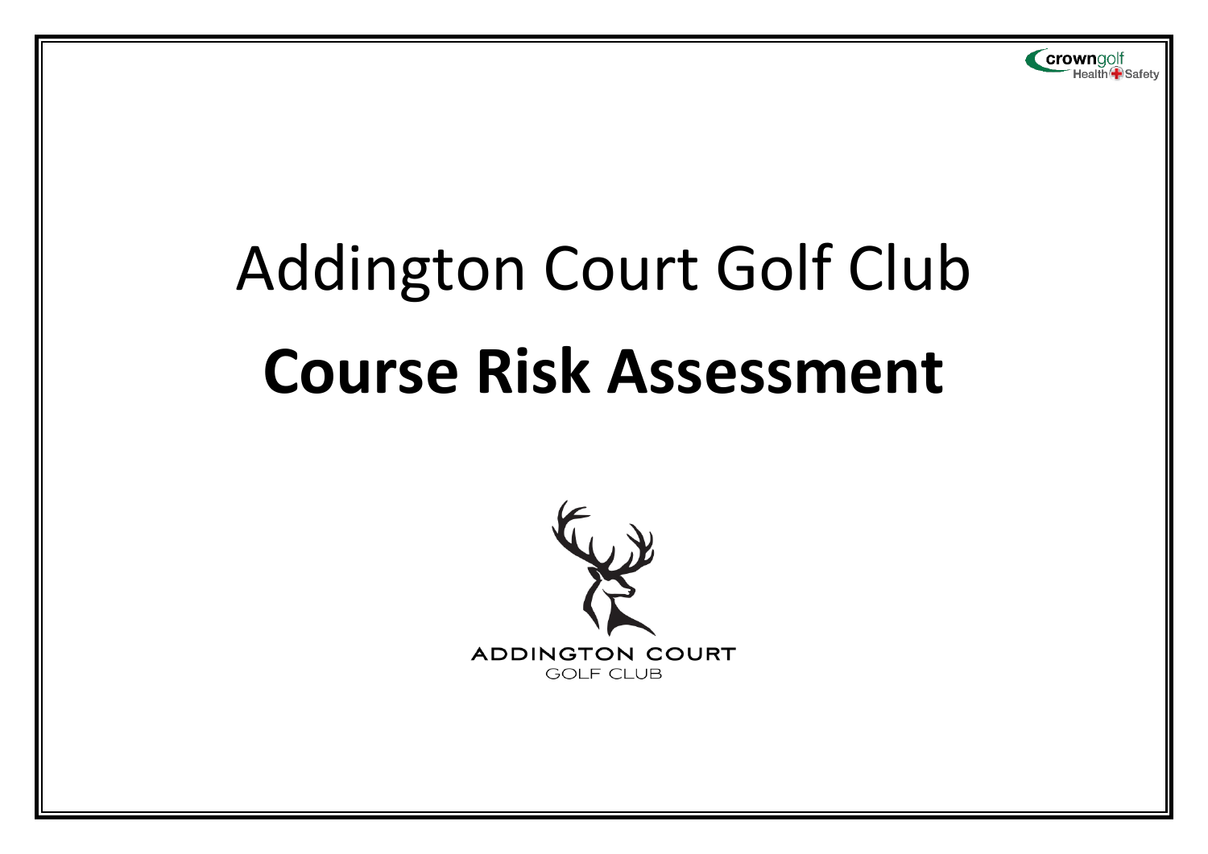crowngolf Health Safety

# Addington Court Golf Club

# **Course Risk Assessment**

ADDINGTON COURT
GOLF CLUB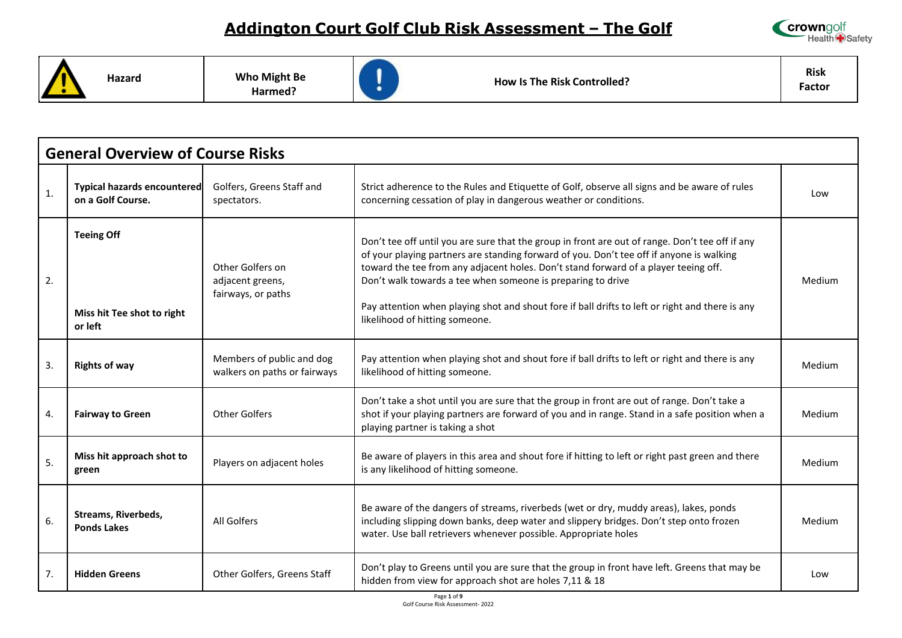# Addington Court Golf Club Risk Assessment – The Golf

| | Hazard | Who Might Be Harmed? | How Is The Risk Controlled? | Risk Factor |
|---|---|---|---|---|
| **General Overview of Course Risks** | | | | |
| 1. | **Typical hazards encountered on a Golf Course.** | Golfers, Greens Staff and spectators. | Strict adherence to the Rules and Etiquette of Golf, observe all signs and be aware of rules concerning cessation of play in dangerous weather or conditions. | Low |
| 2. | **Teeing Off**<br><br>**Miss hit Tee shot to right or left** | Other Golfers on adjacent greens, fairways, or paths | Don't tee off until you are sure that the group in front are out of range. Don't tee off if any of your playing partners are standing forward of you. Don't tee off if anyone is walking toward the tee from any adjacent holes. Don't stand forward of a player teeing off. Don't walk towards a tee when someone is preparing to drive<br><br>Pay attention when playing shot and shout fore if ball drifts to left or right and there is any likelihood of hitting someone. | Medium |
| 3. | **Rights of way** | Members of public and dog walkers on paths or fairways | Pay attention when playing shot and shout fore if ball drifts to left or right and there is any likelihood of hitting someone. | Medium |
| 4. | **Fairway to Green** | Other Golfers | Don't take a shot until you are sure that the group in front are out of range. Don't take a shot if your playing partners are forward of you and in range. Stand in a safe position when a playing partner is taking a shot | Medium |
| 5. | **Miss hit approach shot to green** | Players on adjacent holes | Be aware of players in this area and shout fore if hitting to left or right past green and there is any likelihood of hitting someone. | Medium |
| 6. | **Streams, Riverbeds, Ponds Lakes** | All Golfers | Be aware of the dangers of streams, riverbeds (wet or dry, muddy areas), lakes, ponds including slipping down banks, deep water and slippery bridges. Don't step onto frozen water. Use ball retrievers whenever possible. Appropriate holes | Medium |
| 7. | **Hidden Greens** | Other Golfers, Greens Staff | Don't play to Greens until you are sure that the group in front have left. Greens that may be hidden from view for approach shot are holes 7,11 & 18 | Low |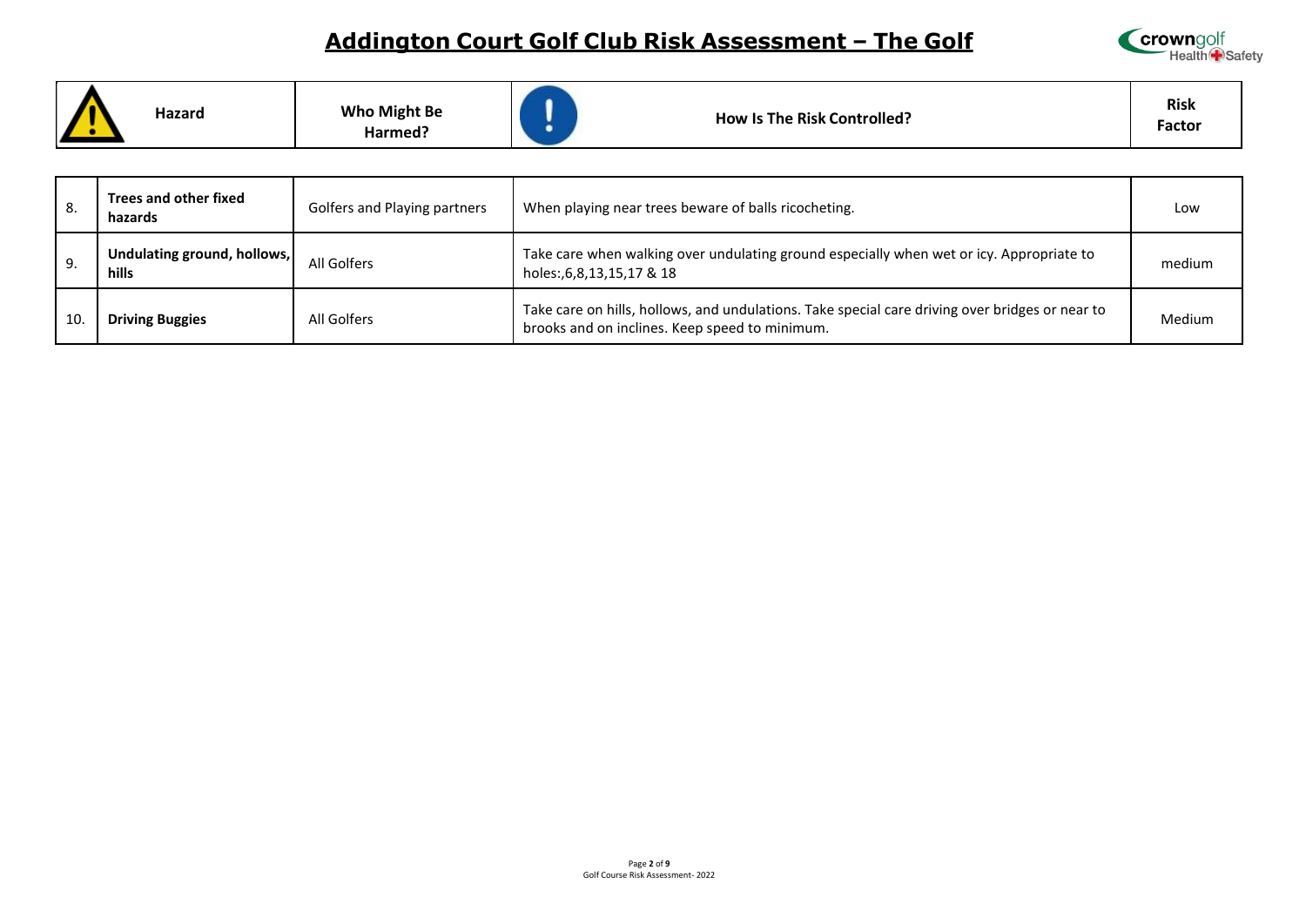# Addington Court Golf Club Risk Assessment – The Golf

| | Hazard | Who Might Be Harmed? | How Is The Risk Controlled? | Risk Factor |
|---|---|---|---|---|
| 8. | **Trees and other fixed hazards** | Golfers and Playing partners | When playing near trees beware of balls ricocheting. | Low |
| 9. | **Undulating ground, hollows, hills** | All Golfers | Take care when walking over undulating ground especially when wet or icy. Appropriate to holes:,6,8,13,15,17 & 18 | medium |
| 10. | **Driving Buggies** | All Golfers | Take care on hills, hollows, and undulations. Take special care driving over bridges or near to brooks and on inclines. Keep speed to minimum. | Medium |

Golf Course Risk Assessment- 2022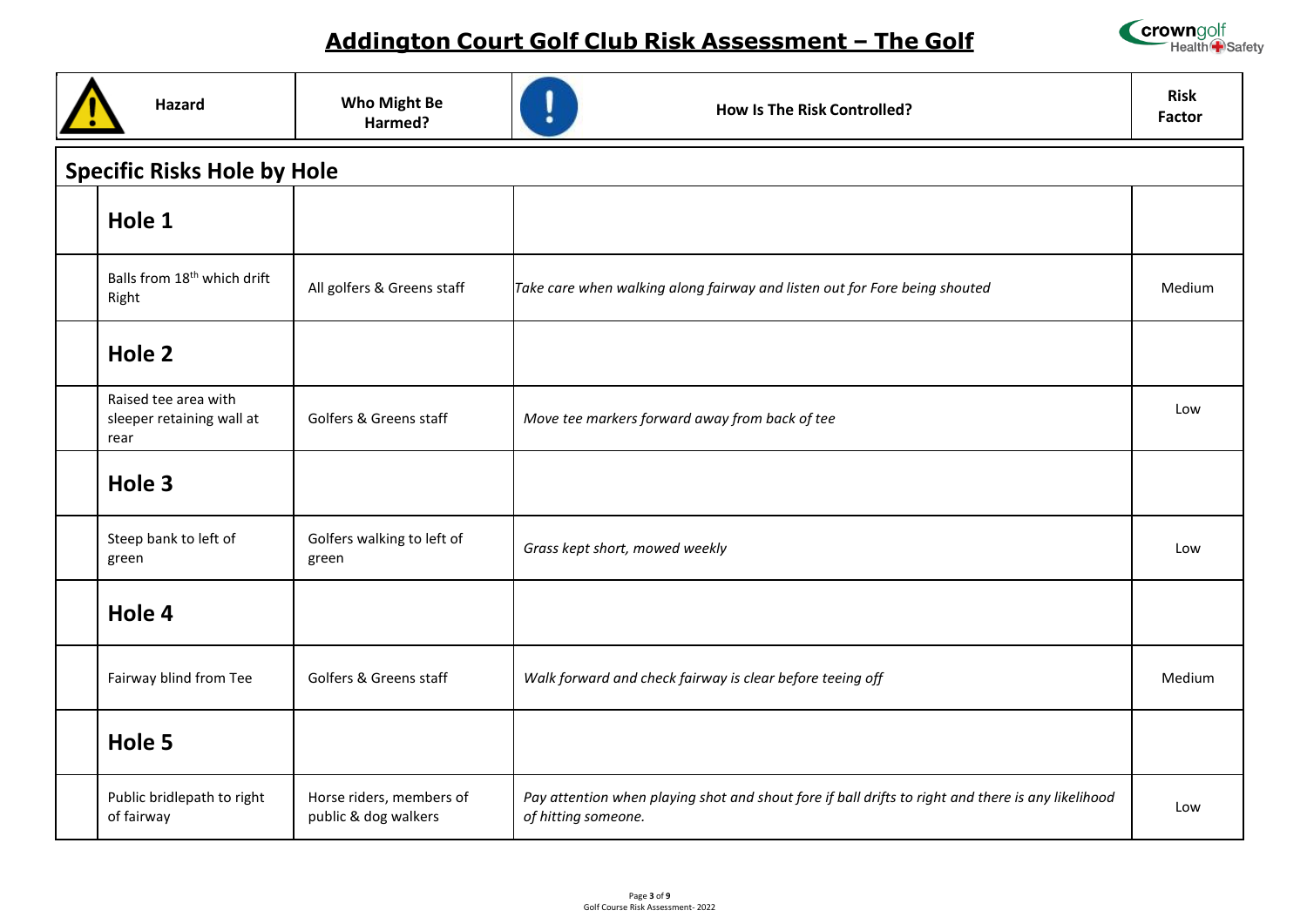# Addington Court Golf Club Risk Assessment – The Golf

| Hazard | Who Might Be Harmed? | How Is The Risk Controlled? | Risk Factor |
|---|---|---|---|
| **Specific Risks Hole by Hole** | | | |
| **Hole 1** | | | |
| Balls from 18th which drift Right | All golfers & Greens staff | *Take care when walking along fairway and listen out for Fore being shouted* | Medium |
| **Hole 2** | | | |
| Raised tee area with sleeper retaining wall at rear | Golfers & Greens staff | *Move tee markers forward away from back of tee* | Low |
| **Hole 3** | | | |
| Steep bank to left of green | Golfers walking to left of green | *Grass kept short, mowed weekly* | Low |
| **Hole 4** | | | |
| Fairway blind from Tee | Golfers & Greens staff | *Walk forward and check fairway is clear before teeing off* | Medium |
| **Hole 5** | | | |
| Public bridlepath to right of fairway | Horse riders, members of public & dog walkers | *Pay attention when playing shot and shout fore if ball drifts to right and there is any likelihood of hitting someone.* | Low |

Golf Course Risk Assessment- 2022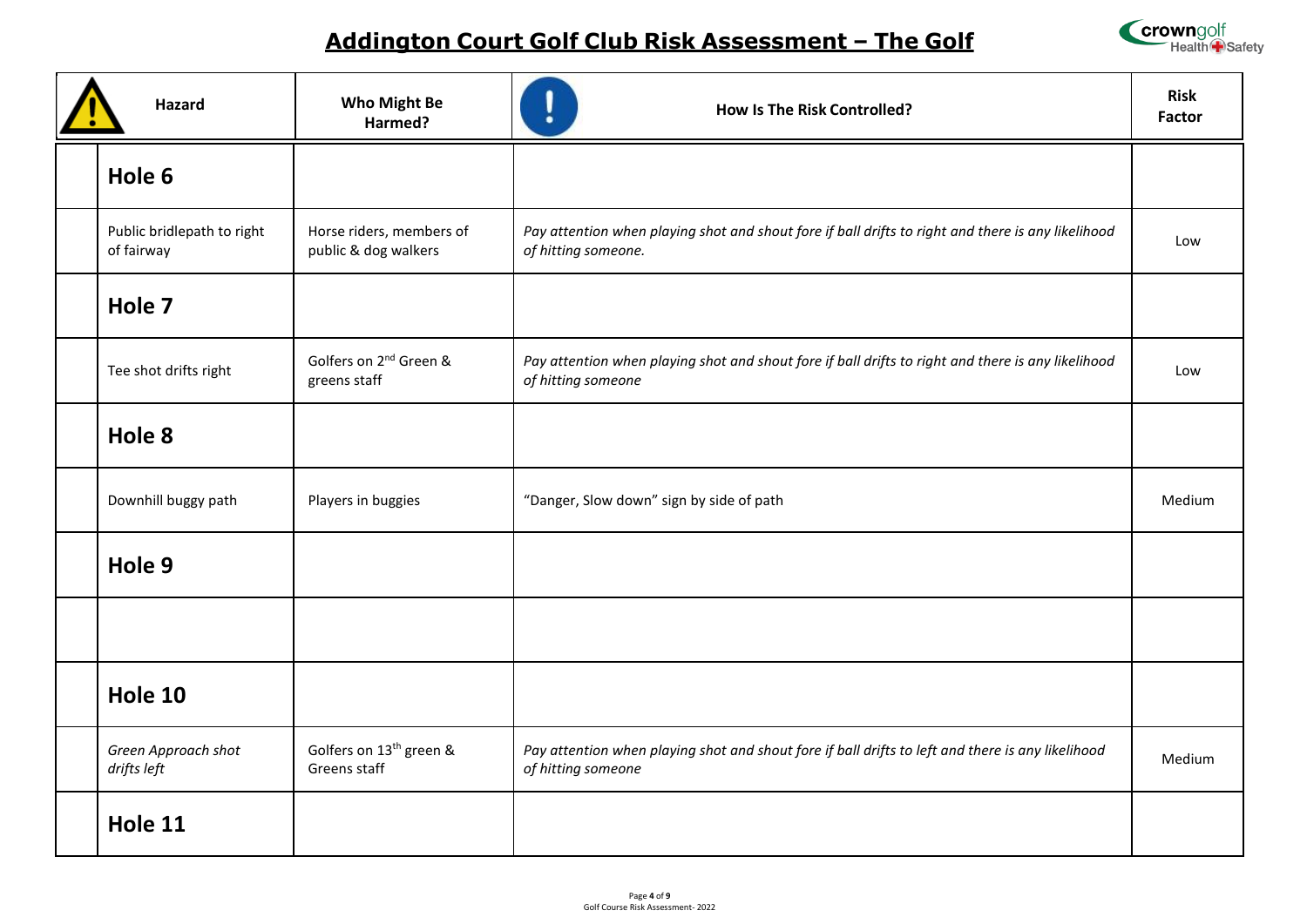# Addington Court Golf Club Risk Assessment – The Golf

| Hazard | Who Might Be Harmed? | How Is The Risk Controlled? | Risk Factor |
|---|---|---|---|
| **Hole 6** | | | |
| Public bridlepath to right of fairway | Horse riders, members of public & dog walkers | *Pay attention when playing shot and shout fore if ball drifts to right and there is any likelihood of hitting someone.* | Low |
| **Hole 7** | | | |
| Tee shot drifts right | Golfers on 2nd Green & greens staff | *Pay attention when playing shot and shout fore if ball drifts to right and there is any likelihood of hitting someone* | Low |
| **Hole 8** | | | |
| Downhill buggy path | Players in buggies | "Danger, Slow down" sign by side of path | Medium |
| **Hole 9** | | | |
| | | | |
| **Hole 10** | | | |
| *Green Approach shot drifts left* | Golfers on 13th green & Greens staff | *Pay attention when playing shot and shout fore if ball drifts to left and there is any likelihood of hitting someone* | Medium |
| **Hole 11** | | | |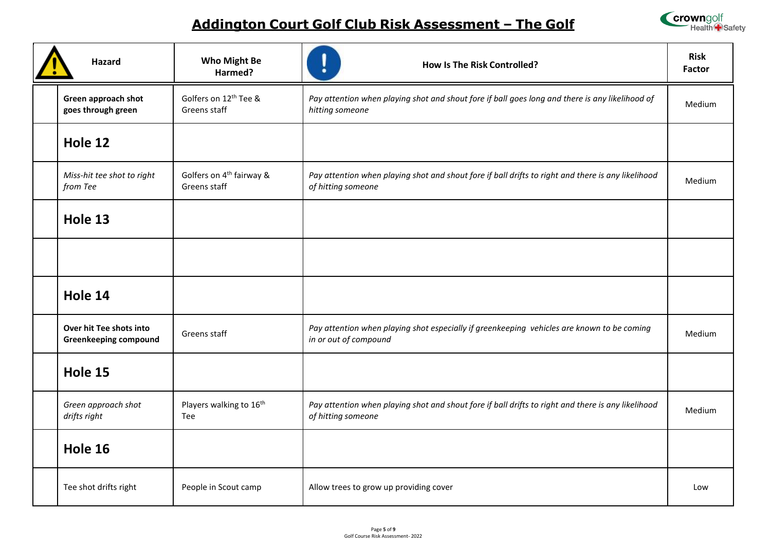# Addington Court Golf Club Risk Assessment – The Golf

| Hazard | Who Might Be Harmed? | How Is The Risk Controlled? | Risk Factor |
|---|---|---|---|
| **Green approach shot goes through green** | Golfers on 12th Tee & Greens staff | *Pay attention when playing shot and shout fore if ball goes long and there is any likelihood of hitting someone* | Medium |
| **Hole 12** | | | |
| *Miss-hit tee shot to right from Tee* | Golfers on 4th fairway & Greens staff | *Pay attention when playing shot and shout fore if ball drifts to right and there is any likelihood of hitting someone* | Medium |
| **Hole 13** | | | |
| | | | |
| **Hole 14** | | | |
| **Over hit Tee shots into Greenkeeping compound** | Greens staff | *Pay attention when playing shot especially if greenkeeping vehicles are known to be coming in or out of compound* | Medium |
| **Hole 15** | | | |
| *Green approach shot drifts right* | Players walking to 16th Tee | *Pay attention when playing shot and shout fore if ball drifts to right and there is any likelihood of hitting someone* | Medium |
| **Hole 16** | | | |
| Tee shot drifts right | People in Scout camp | Allow trees to grow up providing cover | Low |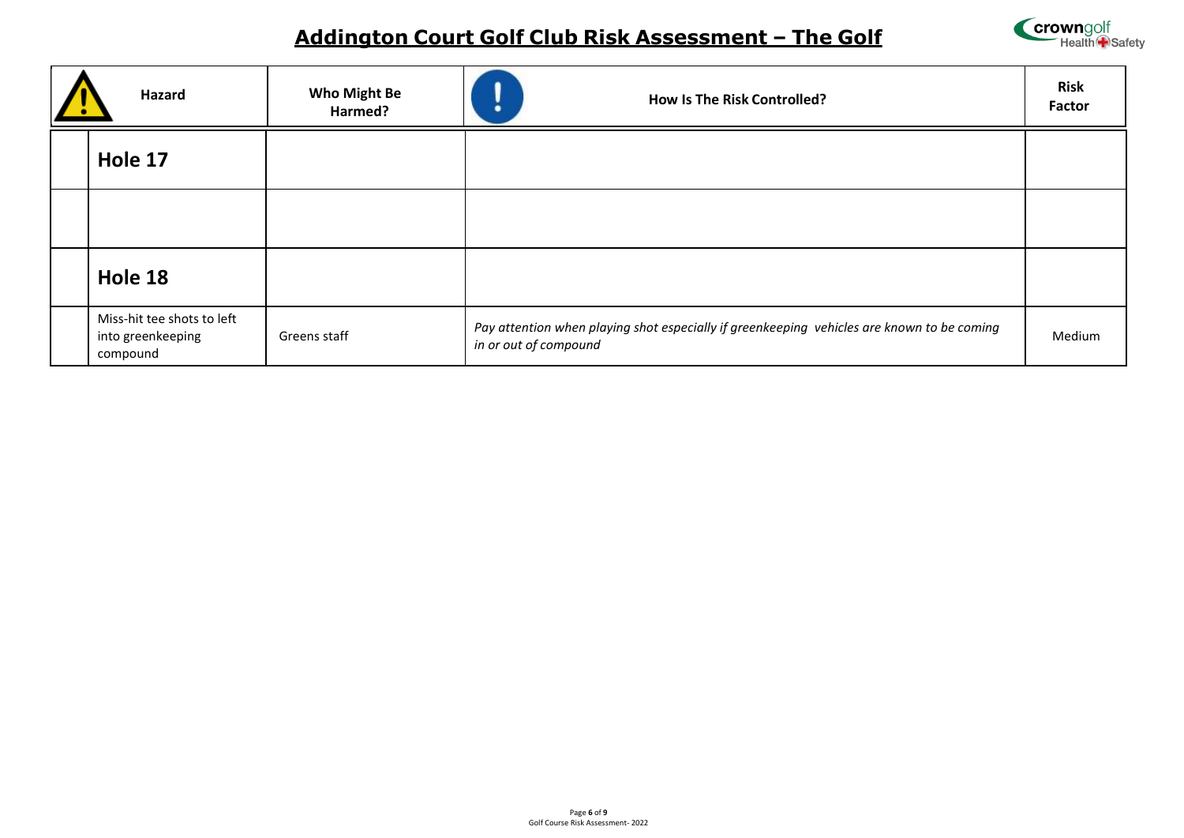# Addington Court Golf Club Risk Assessment – The Golf

| | Hazard | Who Might Be Harmed? | How Is The Risk Controlled? | Risk Factor |
|---|---|---|---|---|
| | **Hole 17** | | | |
| | | | | |
| | **Hole 18** | | | |
| | Miss-hit tee shots to left into greenkeeping compound | Greens staff | *Pay attention when playing shot especially if greenkeeping vehicles are known to be coming in or out of compound* | Medium |

Golf Course Risk Assessment- 2022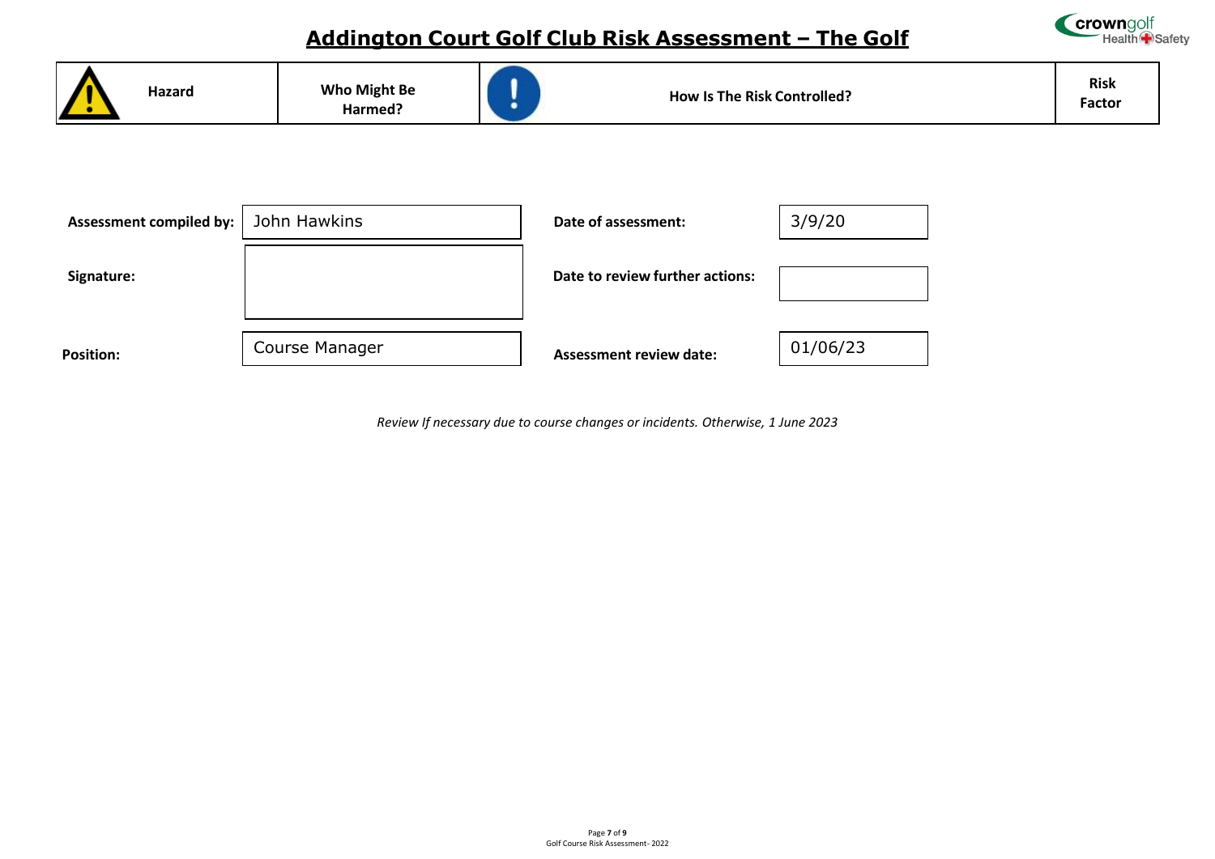# Addington Court Golf Club Risk Assessment – The Golf

| Hazard | Who Might Be Harmed? | How Is The Risk Controlled? | Risk Factor |
|---|---|---|---|

| | | | |
|---|---|---|---|
| **Assessment compiled by:** | John Hawkins | **Date of assessment:** | 3/9/20 |
| **Signature:** | | **Date to review further actions:** | |
| **Position:** | Course Manager | **Assessment review date:** | 01/06/23 |

*Review If necessary due to course changes or incidents. Otherwise, 1 June 2023*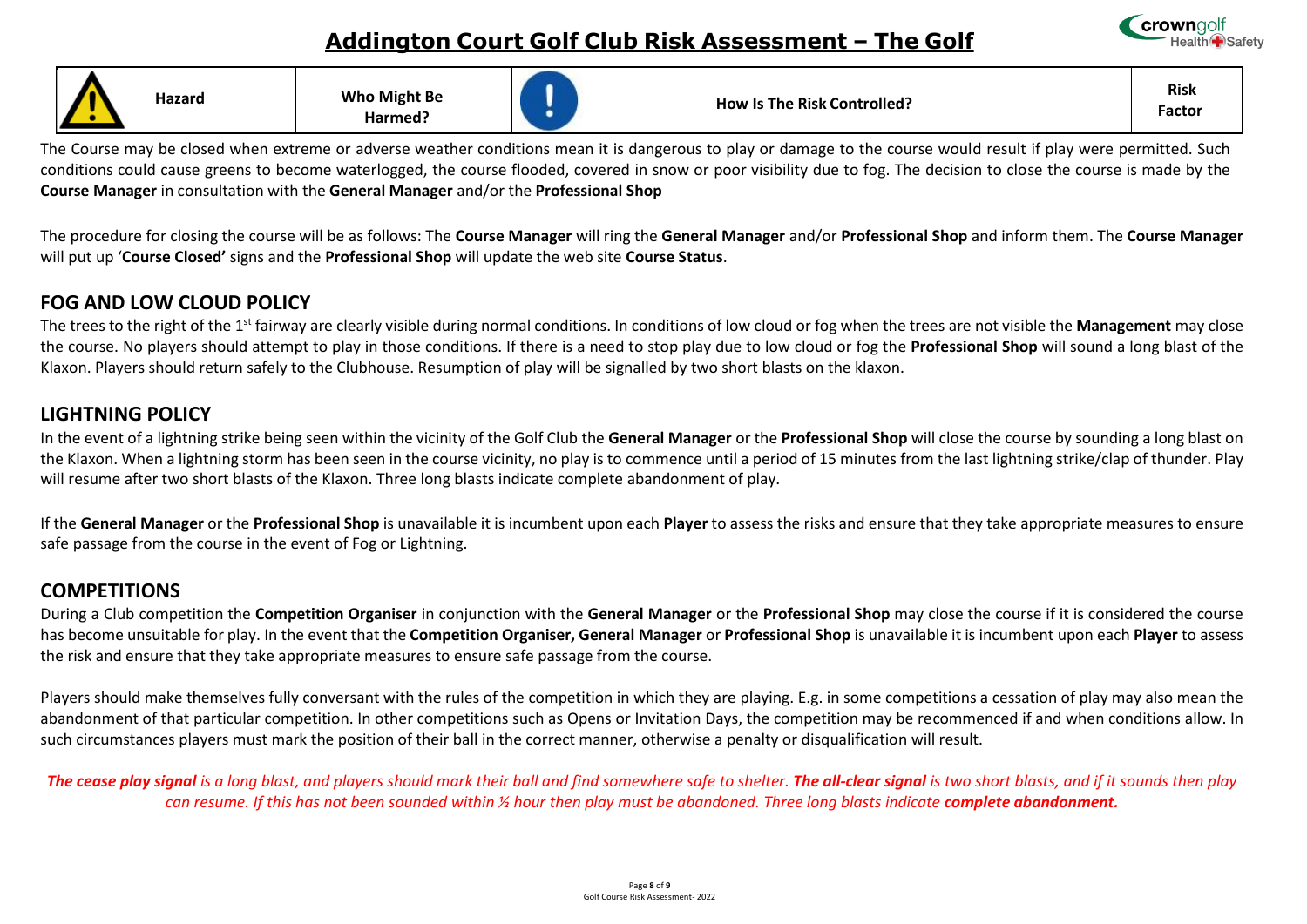# Addington Court Golf Club Risk Assessment – The Golf

| Hazard | Who Might Be Harmed? | How Is The Risk Controlled? | Risk Factor |
|---|---|---|---|

The Course may be closed when extreme or adverse weather conditions mean it is dangerous to play or damage to the course would result if play were permitted. Such conditions could cause greens to become waterlogged, the course flooded, covered in snow or poor visibility due to fog. The decision to close the course is made by the **Course Manager** in consultation with the **General Manager** and/or the **Professional Shop**

The procedure for closing the course will be as follows: The **Course Manager** will ring the **General Manager** and/or **Professional Shop** and inform them. The **Course Manager** will put up '**Course Closed'** signs and the **Professional Shop** will update the web site **Course Status**.

## FOG AND LOW CLOUD POLICY

The trees to the right of the 1st fairway are clearly visible during normal conditions. In conditions of low cloud or fog when the trees are not visible the **Management** may close the course. No players should attempt to play in those conditions. If there is a need to stop play due to low cloud or fog the **Professional Shop** will sound a long blast of the Klaxon. Players should return safely to the Clubhouse. Resumption of play will be signalled by two short blasts on the klaxon.

## LIGHTNING POLICY

In the event of a lightning strike being seen within the vicinity of the Golf Club the **General Manager** or the **Professional Shop** will close the course by sounding a long blast on the Klaxon. When a lightning storm has been seen in the course vicinity, no play is to commence until a period of 15 minutes from the last lightning strike/clap of thunder. Play will resume after two short blasts of the Klaxon. Three long blasts indicate complete abandonment of play.

If the **General Manager** or the **Professional Shop** is unavailable it is incumbent upon each **Player** to assess the risks and ensure that they take appropriate measures to ensure safe passage from the course in the event of Fog or Lightning.

## COMPETITIONS

During a Club competition the **Competition Organiser** in conjunction with the **General Manager** or the **Professional Shop** may close the course if it is considered the course has become unsuitable for play. In the event that the **Competition Organiser, General Manager** or **Professional Shop** is unavailable it is incumbent upon each **Player** to assess the risk and ensure that they take appropriate measures to ensure safe passage from the course.

Players should make themselves fully conversant with the rules of the competition in which they are playing. E.g. in some competitions a cessation of play may also mean the abandonment of that particular competition. In other competitions such as Opens or Invitation Days, the competition may be recommenced if and when conditions allow. In such circumstances players must mark the position of their ball in the correct manner, otherwise a penalty or disqualification will result.

***The cease play signal*** *is a long blast, and players should mark their ball and find somewhere safe to shelter.* ***The all-clear signal*** *is two short blasts, and if it sounds then play can resume. If this has not been sounded within ½ hour then play must be abandoned. Three long blasts indicate* ***complete abandonment.***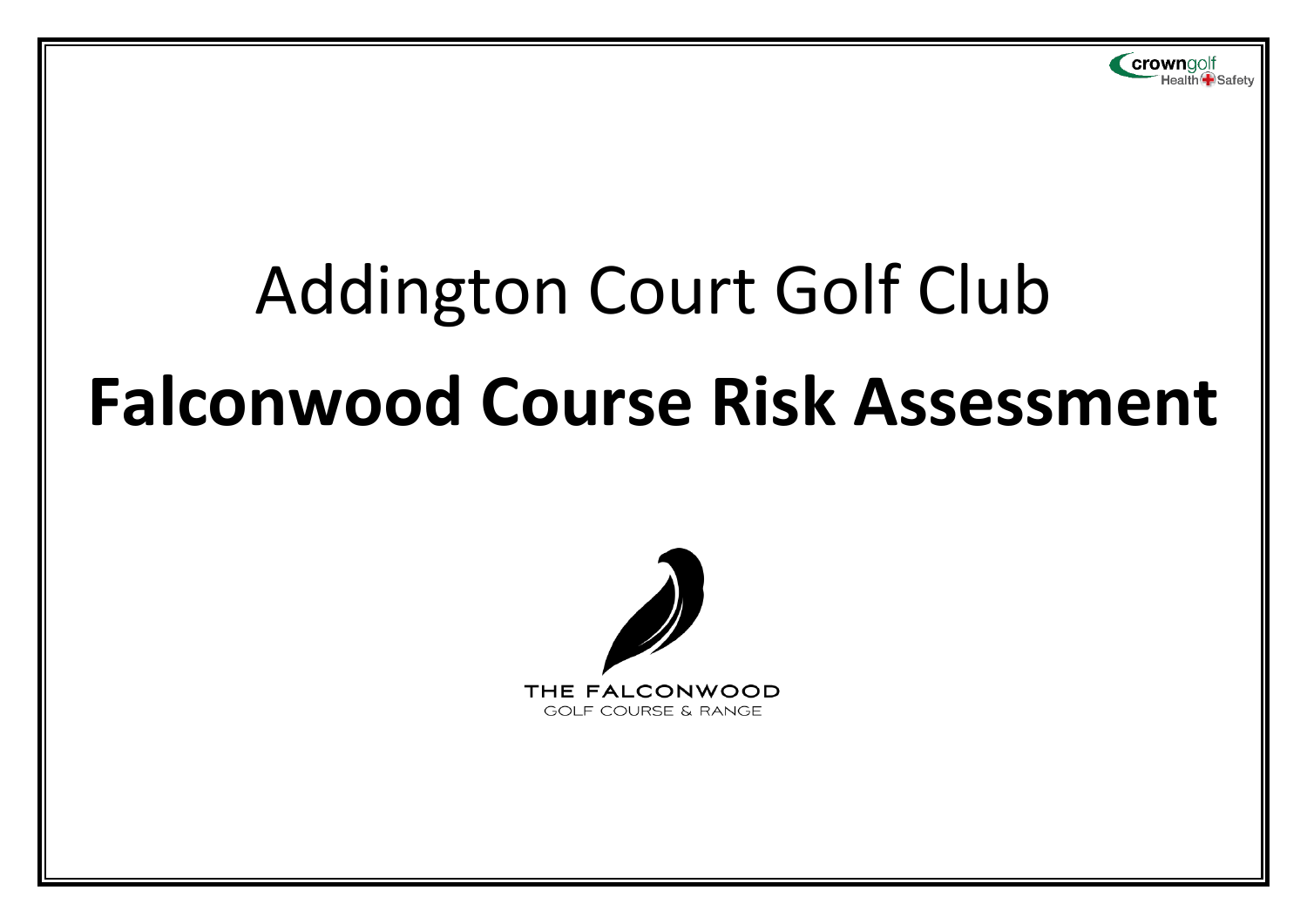# Addington Court Golf Club

# **Falconwood Course Risk Assessment**

THE FALCONWOOD

GOLF COURSE & RANGE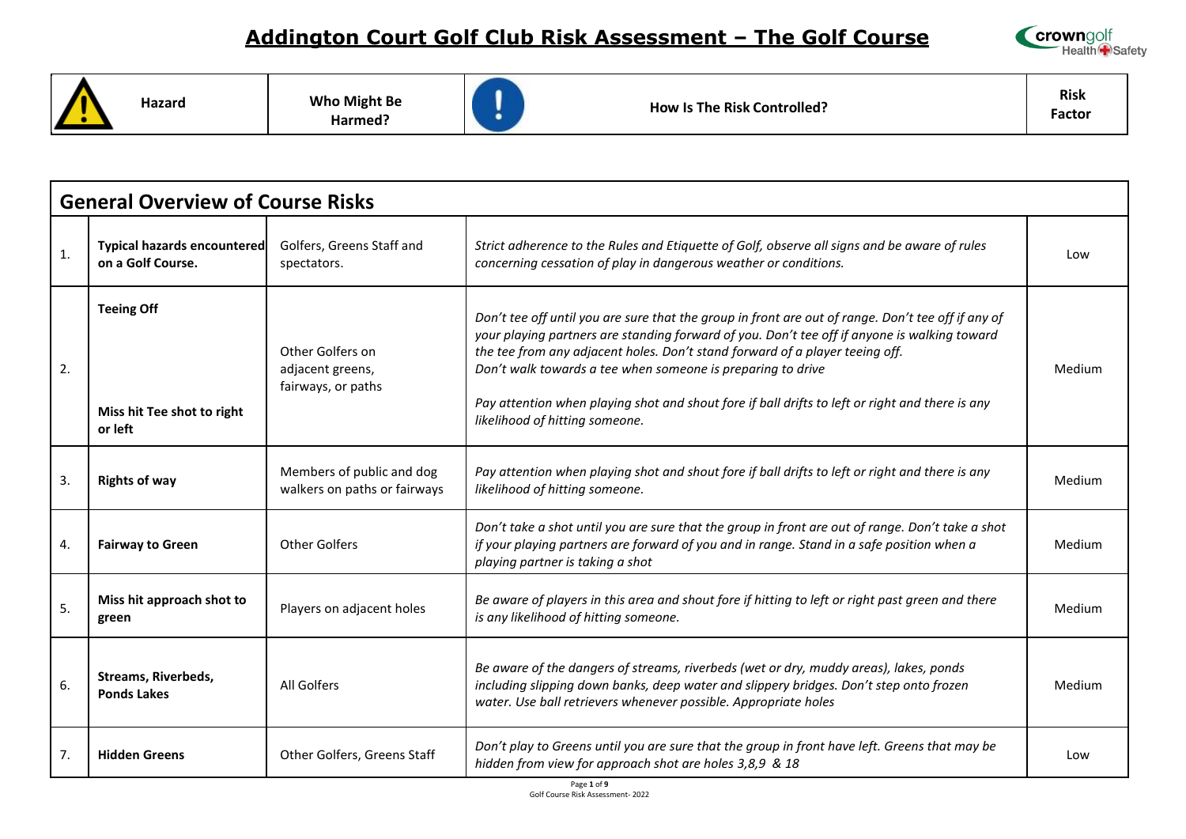# Addington Court Golf Club Risk Assessment – The Golf Course

|  | Hazard | Who Might Be Harmed? | How Is The Risk Controlled? | Risk Factor |
|---|---|---|---|---|
| **General Overview of Course Risks** | | | | |
| 1. | **Typical hazards encountered on a Golf Course.** | Golfers, Greens Staff and spectators. | *Strict adherence to the Rules and Etiquette of Golf, observe all signs and be aware of rules concerning cessation of play in dangerous weather or conditions.* | Low |
| 2. | **Teeing Off**<br><br>**Miss hit Tee shot to right or left** | Other Golfers on adjacent greens, fairways, or paths | *Don't tee off until you are sure that the group in front are out of range. Don't tee off if any of your playing partners are standing forward of you. Don't tee off if anyone is walking toward the tee from any adjacent holes. Don't stand forward of a player teeing off. Don't walk towards a tee when someone is preparing to drive*<br><br>*Pay attention when playing shot and shout fore if ball drifts to left or right and there is any likelihood of hitting someone.* | Medium |
| 3. | **Rights of way** | Members of public and dog walkers on paths or fairways | *Pay attention when playing shot and shout fore if ball drifts to left or right and there is any likelihood of hitting someone.* | Medium |
| 4. | **Fairway to Green** | Other Golfers | *Don't take a shot until you are sure that the group in front are out of range. Don't take a shot if your playing partners are forward of you and in range. Stand in a safe position when a playing partner is taking a shot* | Medium |
| 5. | **Miss hit approach shot to green** | Players on adjacent holes | *Be aware of players in this area and shout fore if hitting to left or right past green and there is any likelihood of hitting someone.* | Medium |
| 6. | **Streams, Riverbeds, Ponds Lakes** | All Golfers | *Be aware of the dangers of streams, riverbeds (wet or dry, muddy areas), lakes, ponds including slipping down banks, deep water and slippery bridges. Don't step onto frozen water. Use ball retrievers whenever possible. Appropriate holes* | Medium |
| 7. | **Hidden Greens** | Other Golfers, Greens Staff | *Don't play to Greens until you are sure that the group in front have left. Greens that may be hidden from view for approach shot are holes 3,8,9 & 18* | Low |

Golf Course Risk Assessment- 2022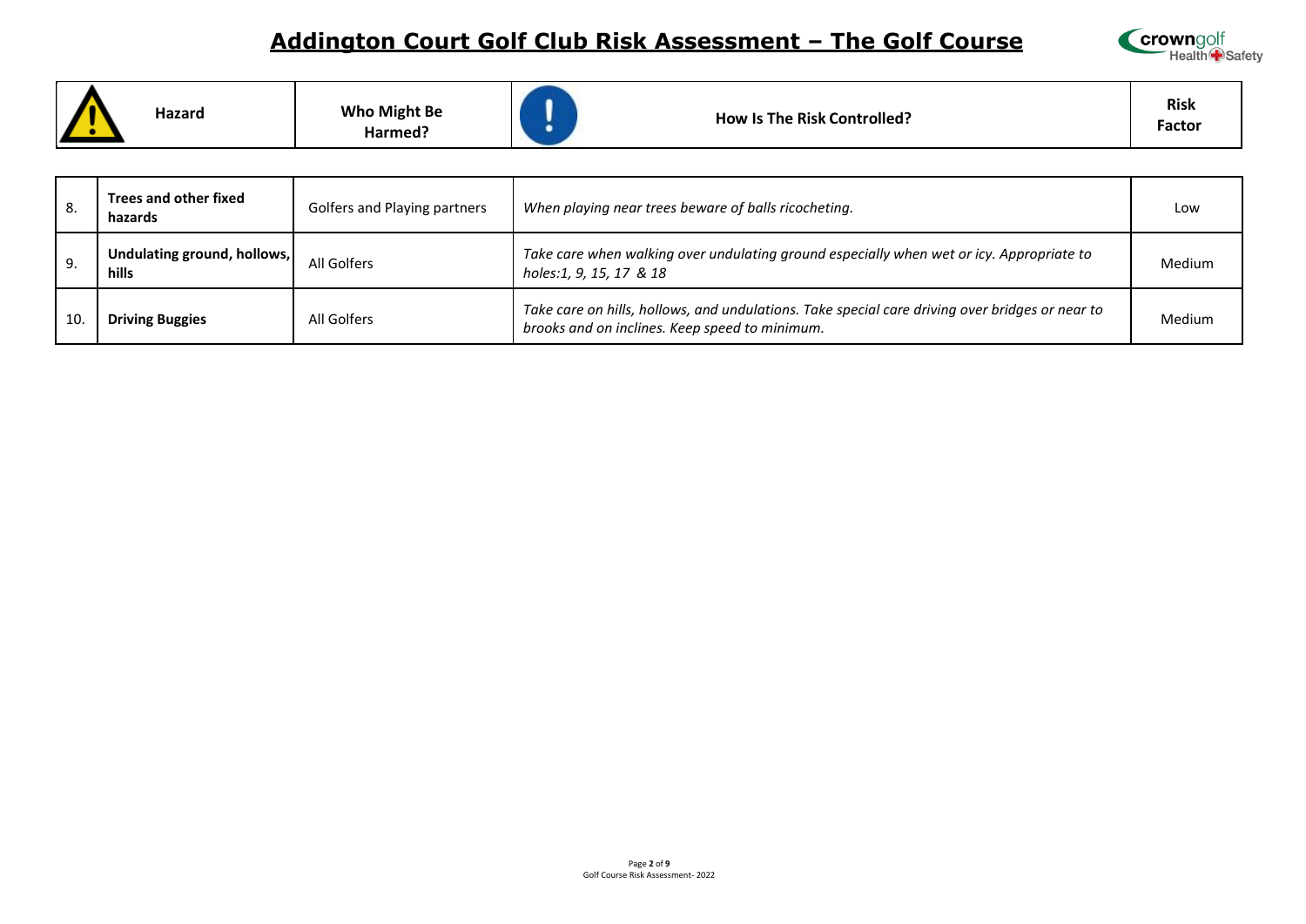# Addington Court Golf Club Risk Assessment – The Golf Course

| | Hazard | Who Might Be Harmed? | How Is The Risk Controlled? | Risk Factor |
|---|---|---|---|---|
| 8. | **Trees and other fixed hazards** | Golfers and Playing partners | *When playing near trees beware of balls ricocheting.* | Low |
| 9. | **Undulating ground, hollows, hills** | All Golfers | *Take care when walking over undulating ground especially when wet or icy. Appropriate to holes:1, 9, 15, 17 & 18* | Medium |
| 10. | **Driving Buggies** | All Golfers | *Take care on hills, hollows, and undulations. Take special care driving over bridges or near to brooks and on inclines. Keep speed to minimum.* | Medium |

Golf Course Risk Assessment- 2022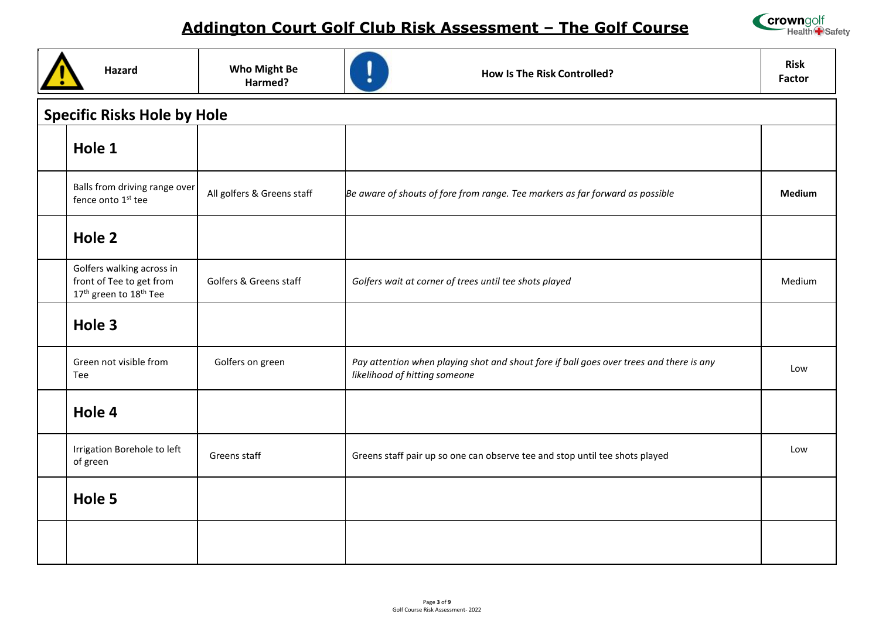# Addington Court Golf Club Risk Assessment – The Golf Course

| Hazard | Who Might Be Harmed? | How Is The Risk Controlled? | Risk Factor |
|---|---|---|---|
| **Specific Risks Hole by Hole** | | | |
| **Hole 1** | | | |
| Balls from driving range over fence onto 1st tee | All golfers & Greens staff | *Be aware of shouts of fore from range. Tee markers as far forward as possible* | **Medium** |
| **Hole 2** | | | |
| Golfers walking across in front of Tee to get from 17th green to 18th Tee | Golfers & Greens staff | *Golfers wait at corner of trees until tee shots played* | Medium |
| **Hole 3** | | | |
| Green not visible from Tee | Golfers on green | *Pay attention when playing shot and shout fore if ball goes over trees and there is any likelihood of hitting someone* | Low |
| **Hole 4** | | | |
| Irrigation Borehole to left of green | Greens staff | Greens staff pair up so one can observe tee and stop until tee shots played | Low |
| **Hole 5** | | | |
| | | | |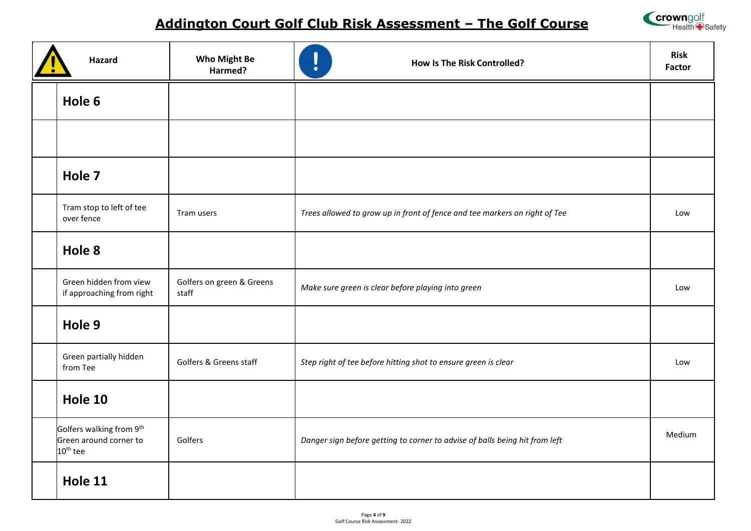# Addington Court Golf Club Risk Assessment – The Golf Course

| Hazard | Who Might Be Harmed? | How Is The Risk Controlled? | Risk Factor |
|---|---|---|---|
| **Hole 6** | | | |
| | | | |
| **Hole 7** | | | |
| Tram stop to left of tee over fence | Tram users | *Trees allowed to grow up in front of fence and tee markers on right of Tee* | Low |
| **Hole 8** | | | |
| Green hidden from view if approaching from right | Golfers on green & Greens staff | *Make sure green is clear before playing into green* | Low |
| **Hole 9** | | | |
| Green partially hidden from Tee | Golfers & Greens staff | *Step right of tee before hitting shot to ensure green is clear* | Low |
| **Hole 10** | | | |
| Golfers walking from 9th Green around corner to 10th tee | Golfers | *Danger sign before getting to corner to advise of balls being hit from left* | Medium |
| **Hole 11** | | | |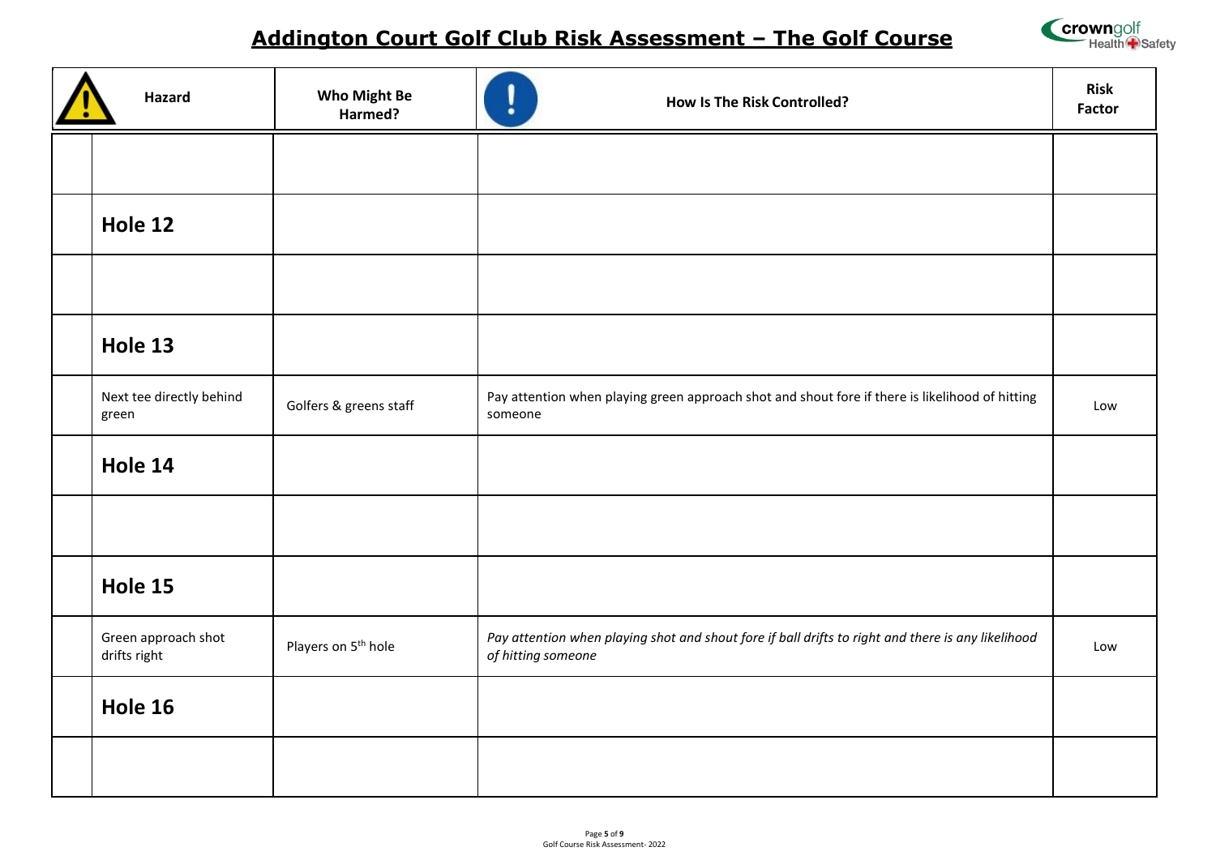# Addington Court Golf Club Risk Assessment – The Golf Course

| Hazard | Who Might Be Harmed? | How Is The Risk Controlled? | Risk Factor |
|---|---|---|---|
| | | | |
| **Hole 12** | | | |
| | | | |
| **Hole 13** | | | |
| Next tee directly behind green | Golfers & greens staff | Pay attention when playing green approach shot and shout fore if there is likelihood of hitting someone | Low |
| **Hole 14** | | | |
| | | | |
| **Hole 15** | | | |
| Green approach shot drifts right | Players on 5th hole | *Pay attention when playing shot and shout fore if ball drifts to right and there is any likelihood of hitting someone* | Low |
| **Hole 16** | | | |
| | | | |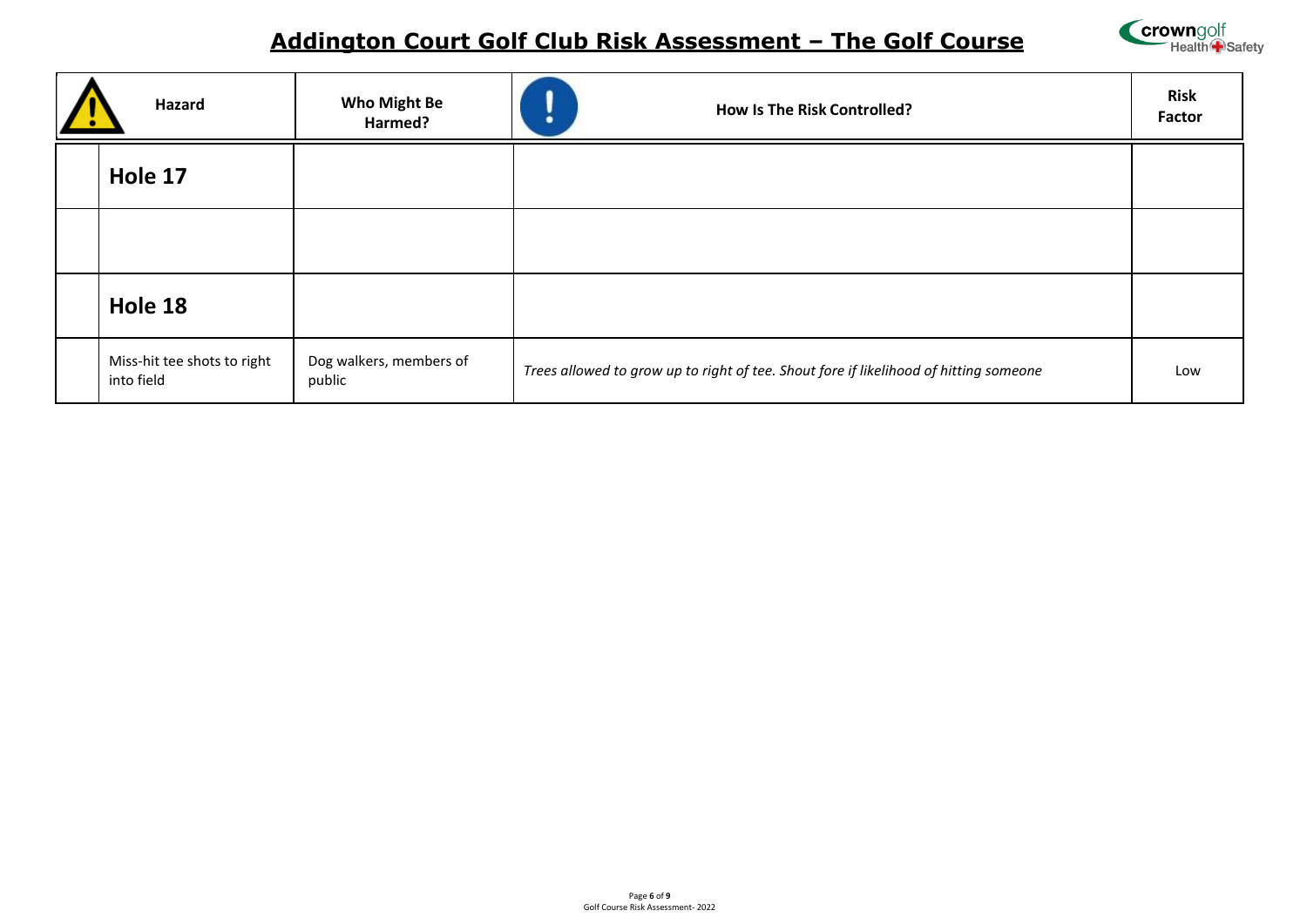# Addington Court Golf Club Risk Assessment – The Golf Course

| Hazard | Who Might Be Harmed? | How Is The Risk Controlled? | Risk Factor |
|---|---|---|---|
| **Hole 17** | | | |
| | | | |
| **Hole 18** | | | |
| Miss-hit tee shots to right into field | Dog walkers, members of public | *Trees allowed to grow up to right of tee. Shout fore if likelihood of hitting someone* | Low |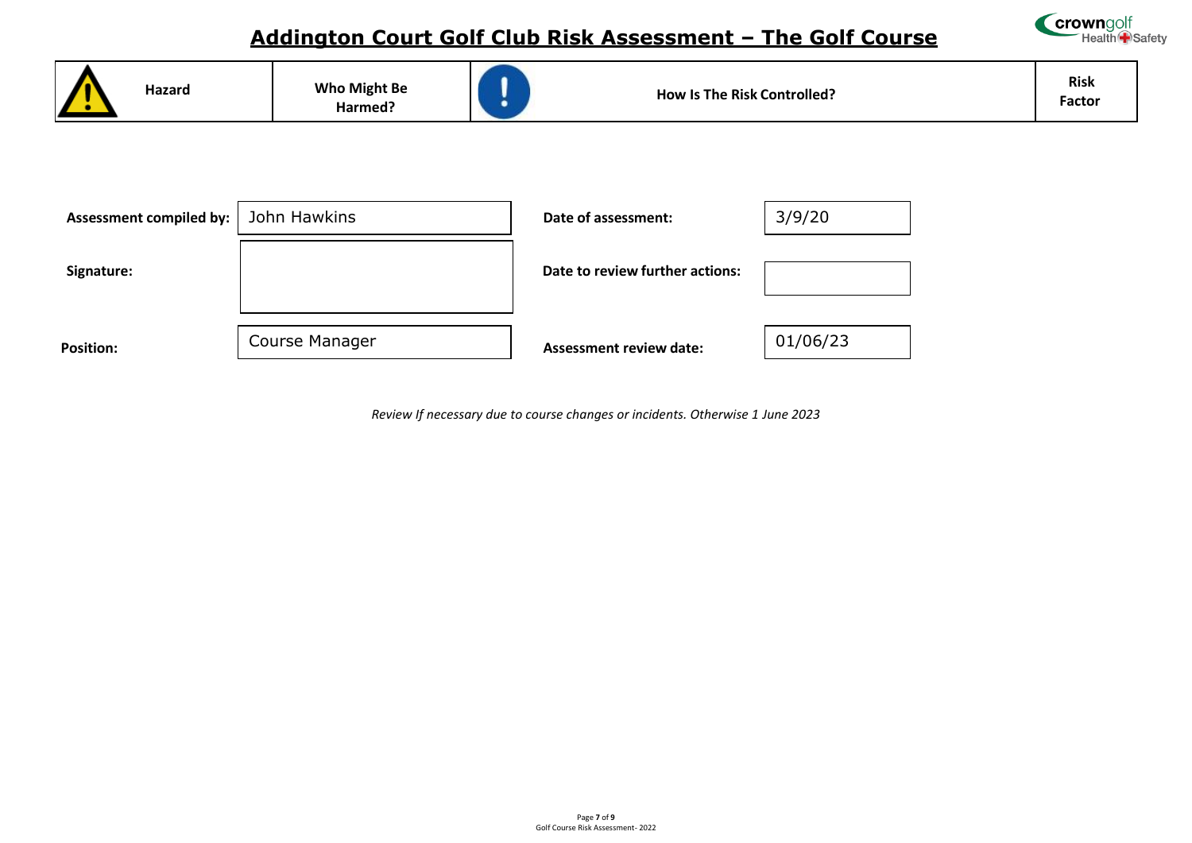# Addington Court Golf Club Risk Assessment – The Golf Course

| Hazard | Who Might Be Harmed? | How Is The Risk Controlled? | Risk Factor |
|---|---|---|---|

| | | | |
|---|---|---|---|
| **Assessment compiled by:** | John Hawkins | **Date of assessment:** | 3/9/20 |
| **Signature:** | | **Date to review further actions:** | |
| **Position:** | Course Manager | **Assessment review date:** | 01/06/23 |

*Review If necessary due to course changes or incidents. Otherwise 1 June 2023*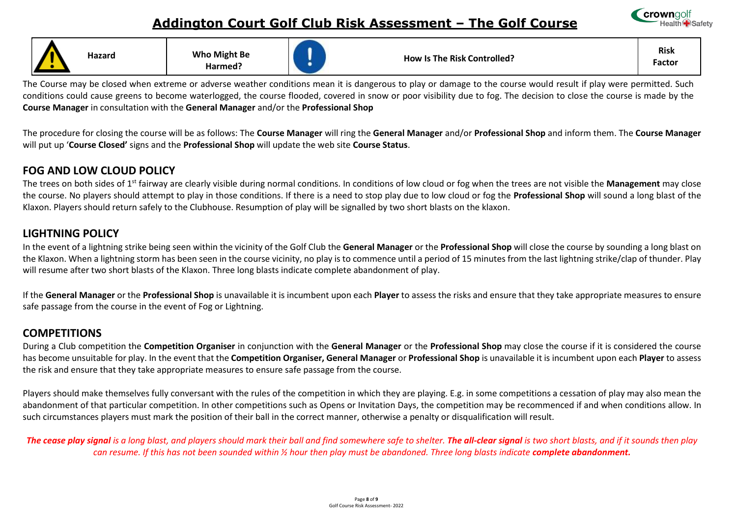# Addington Court Golf Club Risk Assessment – The Golf Course

| Hazard | Who Might Be Harmed? | How Is The Risk Controlled? | Risk Factor |
|---|---|---|---|

The Course may be closed when extreme or adverse weather conditions mean it is dangerous to play or damage to the course would result if play were permitted. Such conditions could cause greens to become waterlogged, the course flooded, covered in snow or poor visibility due to fog. The decision to close the course is made by the **Course Manager** in consultation with the **General Manager** and/or the **Professional Shop**

The procedure for closing the course will be as follows: The **Course Manager** will ring the **General Manager** and/or **Professional Shop** and inform them. The **Course Manager** will put up '**Course Closed'** signs and the **Professional Shop** will update the web site **Course Status**.

## FOG AND LOW CLOUD POLICY

The trees on both sides of 1st fairway are clearly visible during normal conditions. In conditions of low cloud or fog when the trees are not visible the **Management** may close the course. No players should attempt to play in those conditions. If there is a need to stop play due to low cloud or fog the **Professional Shop** will sound a long blast of the Klaxon. Players should return safely to the Clubhouse. Resumption of play will be signalled by two short blasts on the klaxon.

## LIGHTNING POLICY

In the event of a lightning strike being seen within the vicinity of the Golf Club the **General Manager** or the **Professional Shop** will close the course by sounding a long blast on the Klaxon. When a lightning storm has been seen in the course vicinity, no play is to commence until a period of 15 minutes from the last lightning strike/clap of thunder. Play will resume after two short blasts of the Klaxon. Three long blasts indicate complete abandonment of play.

If the **General Manager** or the **Professional Shop** is unavailable it is incumbent upon each **Player** to assess the risks and ensure that they take appropriate measures to ensure safe passage from the course in the event of Fog or Lightning.

## COMPETITIONS

During a Club competition the **Competition Organiser** in conjunction with the **General Manager** or the **Professional Shop** may close the course if it is considered the course has become unsuitable for play. In the event that the **Competition Organiser, General Manager** or **Professional Shop** is unavailable it is incumbent upon each **Player** to assess the risk and ensure that they take appropriate measures to ensure safe passage from the course.

Players should make themselves fully conversant with the rules of the competition in which they are playing. E.g. in some competitions a cessation of play may also mean the abandonment of that particular competition. In other competitions such as Opens or Invitation Days, the competition may be recommenced if and when conditions allow. In such circumstances players must mark the position of their ball in the correct manner, otherwise a penalty or disqualification will result.

***The cease play signal** is a long blast, and players should mark their ball and find somewhere safe to shelter. **The all-clear signal** is two short blasts, and if it sounds then play can resume. If this has not been sounded within ½ hour then play must be abandoned. Three long blasts indicate **complete abandonment.***